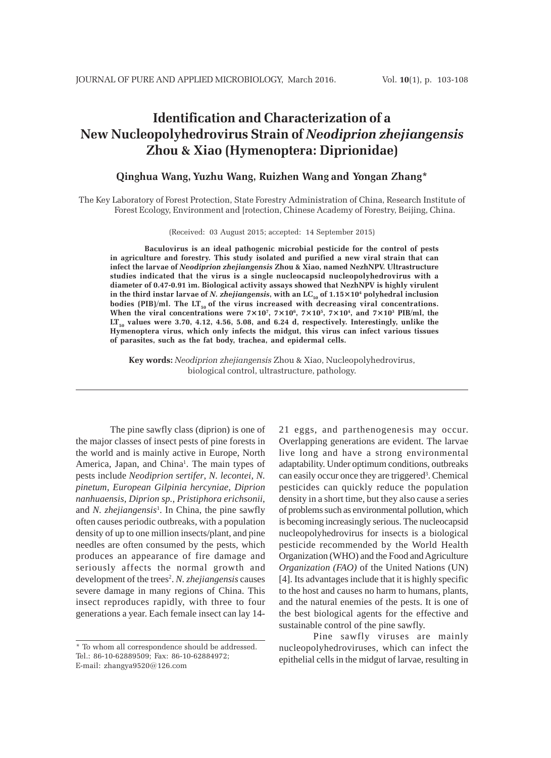# Identification and Characterization of a New Nucleopolyhedrovirus Strain of *Neodiprion zhejiangensis* Zhou & Xiao (Hymenoptera: Diprionidae)

**Qinghua Wang, Yuzhu Wang, Ruizhen Wang and Yongan Zhang***

The Key Laboratory of Forest Protection, State Forestry Administration of China, Research Institute of Forest Ecology, Environment and [rotection, Chinese Academy of Forestry, Beijing, China.

(Received: 03 August 2015; accepted: 14 September 2015)

**Baculovirus is an ideal pathogenic microbial pesticide for the control of pests in agriculture and forestry. This study isolated and purified a new viral strain that can infect the larvae of *Neodiprion zhejiangensis* Zhou & Xiao, named NezhNPV. Ultrastructure studies indicated that the virus is a single nucleocapsid nucleopolyhedrovirus with a diameter of 0.47-0.91 ìm. Biological activity assays showed that NezhNPV is highly virulent in the third instar larvae of *N. zhejiangensis*, with an $LC_{50}$ of $1.15\times10^{4}$ polyhedral inclusion bodies (PIB)/ml. The $LT_{50}$ of the virus increased with decreasing viral concentrations. When the viral concentrations were $7\times10^{7}$, $7\times10^{6}$, $7\times10^{5}$, $7\times10^{4}$, and $7\times10^{3}$ PIB/ml, the $LT_{50}$ values were 3.70, 4.12, 4.56, 5.08, and 6.24 d, respectively. Interestingly, unlike the Hymenoptera virus, which only infects the midgut, this virus can infect various tissues of parasites, such as the fat body, trachea, and epidermal cells.**

**Key words:** *Neodiprion zhejiangensis* Zhou & Xiao, Nucleopolyhedrovirus, biological control, ultrastructure, pathology.

---

The pine sawfly class (diprion) is one of the major classes of insect pests of pine forests in the world and is mainly active in Europe, North America, Japan, and China[1]. The main types of pests include *Neodiprion sertifer*, *N. lecontei*, *N. pinetum*, *European Gilpinia hercyniae*, *Diprion nanhuaensis*, *Diprion sp.*, *Pristiphora erichsonii*, and *N. zhejiangensis*[1]. In China, the pine sawfly often causes periodic outbreaks, with a population density of up to one million insects/plant, and pine needles are often consumed by the pests, which produces an appearance of fire damage and seriously affects the normal growth and development of the trees[2]. *N. zhejiangensis* causes severe damage in many regions of China. This insect reproduces rapidly, with three to four generations a year. Each female insect can lay 14-21 eggs, and parthenogenesis may occur. Overlapping generations are evident. The larvae live long and have a strong environmental adaptability. Under optimum conditions, outbreaks can easily occur once they are triggered[3]. Chemical pesticides can quickly reduce the population density in a short time, but they also cause a series of problems such as environmental pollution, which is becoming increasingly serious. The nucleocapsid nucleopolyhedrovirus for insects is a biological pesticide recommended by the World Health Organization (WHO) and the Food and Agriculture *Organization (FAO)* of the United Nations (UN) [4]. Its advantages include that it is highly specific to the host and causes no harm to humans, plants, and the natural enemies of the pests. It is one of the best biological agents for the effective and sustainable control of the pine sawfly.

Pine sawfly viruses are mainly nucleopolyhedroviruses, which can infect the epithelial cells in the midgut of larvae, resulting in

---

\* To whom all correspondence should be addressed.
Tel.: 86-10-62889509; Fax: 86-10-62884972;
E-mail: zhangya9520@126.com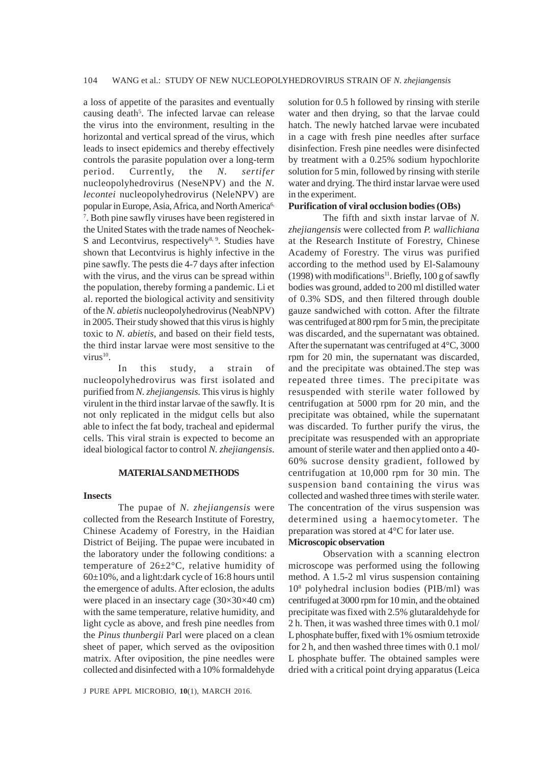a loss of appetite of the parasites and eventually causing death[5]. The infected larvae can release the virus into the environment, resulting in the horizontal and vertical spread of the virus, which leads to insect epidemics and thereby effectively controls the parasite population over a long-term period. Currently, the *N. sertifer* nucleopolyhedrovirus (NeseNPV) and the *N. lecontei* nucleopolyhedrovirus (NeleNPV) are popular in Europe, Asia, Africa, and North America[6, 7]. Both pine sawfly viruses have been registered in the United States with the trade names of Neochek-S and Lecontvirus, respectively[8, 9]. Studies have shown that Lecontvirus is highly infective in the pine sawfly. The pests die 4-7 days after infection with the virus, and the virus can be spread within the population, thereby forming a pandemic. Li et al. reported the biological activity and sensitivity of the *N. abietis* nucleopolyhedrovirus (NeabNPV) in 2005. Their study showed that this virus is highly toxic to *N. abietis*, and based on their field tests, the third instar larvae were most sensitive to the virus[10].

In this study, a strain of nucleopolyhedrovirus was first isolated and purified from *N. zhejiangensis.* This virus is highly virulent in the third instar larvae of the sawfly. It is not only replicated in the midgut cells but also able to infect the fat body, tracheal and epidermal cells. This viral strain is expected to become an ideal biological factor to control *N. zhejiangensis*.

## MATERIALS AND METHODS

### Insects

The pupae of *N. zhejiangensis* were collected from the Research Institute of Forestry, Chinese Academy of Forestry, in the Haidian District of Beijing. The pupae were incubated in the laboratory under the following conditions: a temperature of 26±2°C, relative humidity of 60±10%, and a light:dark cycle of 16:8 hours until the emergence of adults. After eclosion, the adults were placed in an insectary cage (30×30×40 cm) with the same temperature, relative humidity, and light cycle as above, and fresh pine needles from the *Pinus thunbergii* Parl were placed on a clean sheet of paper, which served as the oviposition matrix. After oviposition, the pine needles were collected and disinfected with a 10% formaldehyde solution for 0.5 h followed by rinsing with sterile water and then drying, so that the larvae could hatch. The newly hatched larvae were incubated in a cage with fresh pine needles after surface disinfection. Fresh pine needles were disinfected by treatment with a 0.25% sodium hypochlorite solution for 5 min, followed by rinsing with sterile water and drying. The third instar larvae were used in the experiment.

### Purification of viral occlusion bodies (OBs)

The fifth and sixth instar larvae of *N. zhejiangensis* were collected from *P. wallichiana* at the Research Institute of Forestry, Chinese Academy of Forestry. The virus was purified according to the method used by El-Salamouny (1998) with modifications[11]. Briefly, 100 g of sawfly bodies was ground, added to 200 ml distilled water of 0.3% SDS, and then filtered through double gauze sandwiched with cotton. After the filtrate was centrifuged at 800 rpm for 5 min, the precipitate was discarded, and the supernatant was obtained. After the supernatant was centrifuged at 4°C, 3000 rpm for 20 min, the supernatant was discarded, and the precipitate was obtained.The step was repeated three times. The precipitate was resuspended with sterile water followed by centrifugation at 5000 rpm for 20 min, and the precipitate was obtained, while the supernatant was discarded. To further purify the virus, the precipitate was resuspended with an appropriate amount of sterile water and then applied onto a 40-60% sucrose density gradient, followed by centrifugation at 10,000 rpm for 30 min. The suspension band containing the virus was collected and washed three times with sterile water. The concentration of the virus suspension was determined using a haemocytometer. The preparation was stored at 4°C for later use.

### Microscopic observation

Observation with a scanning electron microscope was performed using the following method. A 1.5-2 ml virus suspension containing $10^8$ polyhedral inclusion bodies (PIB/ml) was centrifuged at 3000 rpm for 10 min, and the obtained precipitate was fixed with 2.5% glutaraldehyde for 2 h. Then, it was washed three times with 0.1 mol/L phosphate buffer, fixed with 1% osmium tetroxide for 2 h, and then washed three times with 0.1 mol/L phosphate buffer. The obtained samples were dried with a critical point drying apparatus (Leica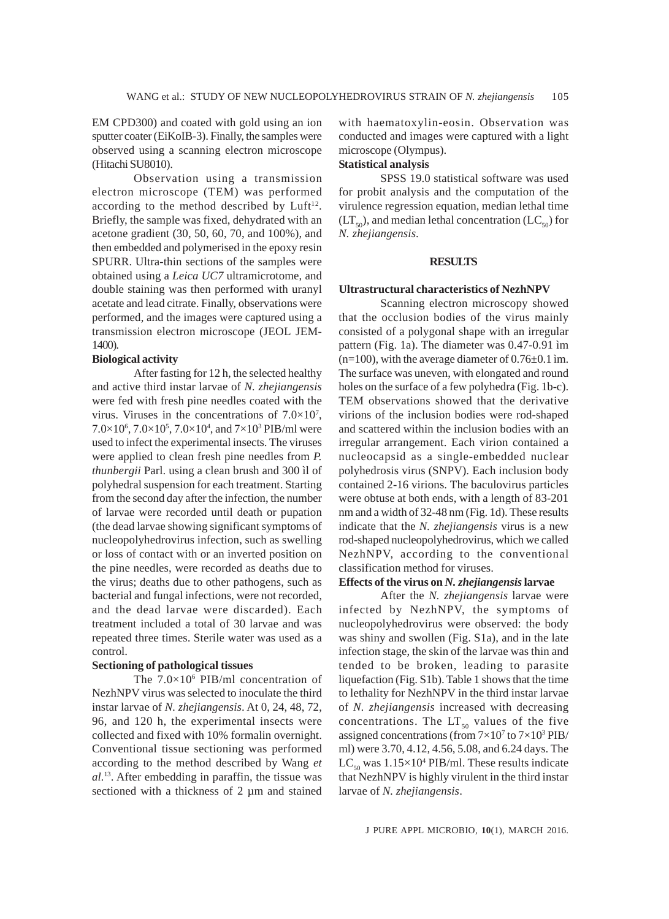EM CPD300) and coated with gold using an ion sputter coater (EiKoIB-3). Finally, the samples were observed using a scanning electron microscope (Hitachi SU8010).

Observation using a transmission electron microscope (TEM) was performed according to the method described by Luft[12]. Briefly, the sample was fixed, dehydrated with an acetone gradient (30, 50, 60, 70, and 100%), and then embedded and polymerised in the epoxy resin SPURR. Ultra-thin sections of the samples were obtained using a *Leica UC7* ultramicrotome, and double staining was then performed with uranyl acetate and lead citrate. Finally, observations were performed, and the images were captured using a transmission electron microscope (JEOL JEM-1400).

**Biological activity**

After fasting for 12 h, the selected healthy and active third instar larvae of *N. zhejiangensis* were fed with fresh pine needles coated with the virus. Viruses in the concentrations of $7.0\times10^7$, $7.0\times10^6$, $7.0\times10^5$, $7.0\times10^4$, and $7\times10^3$ PIB/ml were used to infect the experimental insects. The viruses were applied to clean fresh pine needles from *P. thunbergii* Parl. using a clean brush and 300 ìl of polyhedral suspension for each treatment. Starting from the second day after the infection, the number of larvae were recorded until death or pupation (the dead larvae showing significant symptoms of nucleopolyhedrovirus infection, such as swelling or loss of contact with or an inverted position on the pine needles, were recorded as deaths due to the virus; deaths due to other pathogens, such as bacterial and fungal infections, were not recorded, and the dead larvae were discarded). Each treatment included a total of 30 larvae and was repeated three times. Sterile water was used as a control.

**Sectioning of pathological tissues**

The $7.0\times10^6$ PIB/ml concentration of NezhNPV virus was selected to inoculate the third instar larvae of *N. zhejiangensis*. At 0, 24, 48, 72, 96, and 120 h, the experimental insects were collected and fixed with 10% formalin overnight. Conventional tissue sectioning was performed according to the method described by Wang *et al.*[13]. After embedding in paraffin, the tissue was sectioned with a thickness of 2 µm and stained with haematoxylin-eosin. Observation was conducted and images were captured with a light microscope (Olympus).

**Statistical analysis**

SPSS 19.0 statistical software was used for probit analysis and the computation of the virulence regression equation, median lethal time ($LT_{50}$), and median lethal concentration ($LC_{50}$) for *N. zhejiangensis*.

## RESULTS

**Ultrastructural characteristics of NezhNPV**

Scanning electron microscopy showed that the occlusion bodies of the virus mainly consisted of a polygonal shape with an irregular pattern (Fig. 1a). The diameter was 0.47-0.91 ìm (n=100), with the average diameter of 0.76±0.1 ìm. The surface was uneven, with elongated and round holes on the surface of a few polyhedra (Fig. 1b-c). TEM observations showed that the derivative virions of the inclusion bodies were rod-shaped and scattered within the inclusion bodies with an irregular arrangement. Each virion contained a nucleocapsid as a single-embedded nuclear polyhedrosis virus (SNPV). Each inclusion body contained 2-16 virions. The baculovirus particles were obtuse at both ends, with a length of 83-201 nm and a width of 32-48 nm (Fig. 1d). These results indicate that the *N. zhejiangensis* virus is a new rod-shaped nucleopolyhedrovirus, which we called NezhNPV, according to the conventional classification method for viruses.

**Effects of the virus on *N. zhejiangensis* larvae**

After the *N. zhejiangensis* larvae were infected by NezhNPV, the symptoms of nucleopolyhedrovirus were observed: the body was shiny and swollen (Fig. S1a), and in the late infection stage, the skin of the larvae was thin and tended to be broken, leading to parasite liquefaction (Fig. S1b). Table 1 shows that the time to lethality for NezhNPV in the third instar larvae of *N. zhejiangensis* increased with decreasing concentrations. The $LT_{50}$ values of the five assigned concentrations (from $7\times10^7$ to $7\times10^3$ PIB/ml) were 3.70, 4.12, 4.56, 5.08, and 6.24 days. The $LC_{50}$ was $1.15\times10^4$ PIB/ml. These results indicate that NezhNPV is highly virulent in the third instar larvae of *N. zhejiangensis*.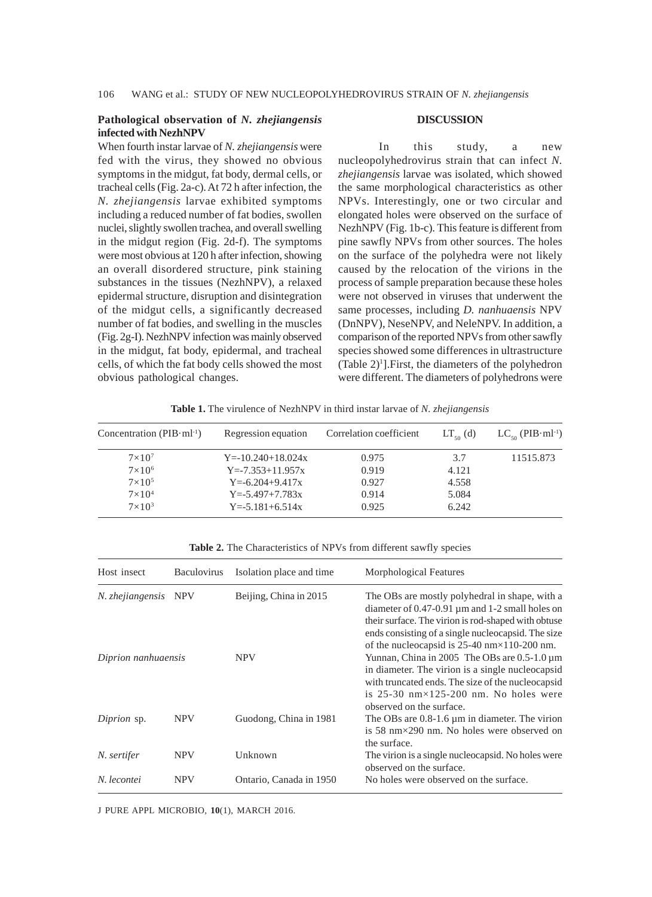### Pathological observation of *N. zhejiangensis* infected with NezhNPV

When fourth instar larvae of *N. zhejiangensis* were fed with the virus, they showed no obvious symptoms in the midgut, fat body, dermal cells, or tracheal cells (Fig. 2a-c). At 72 h after infection, the *N. zhejiangensis* larvae exhibited symptoms including a reduced number of fat bodies, swollen nuclei, slightly swollen trachea, and overall swelling in the midgut region (Fig. 2d-f). The symptoms were most obvious at 120 h after infection, showing an overall disordered structure, pink staining substances in the tissues (NezhNPV), a relaxed epidermal structure, disruption and disintegration of the midgut cells, a significantly decreased number of fat bodies, and swelling in the muscles (Fig. 2g-I). NezhNPV infection was mainly observed in the midgut, fat body, epidermal, and tracheal cells, of which the fat body cells showed the most obvious pathological changes.

## DISCUSSION

In this study, a new nucleopolyhedrovirus strain that can infect *N. zhejiangensis* larvae was isolated, which showed the same morphological characteristics as other NPVs. Interestingly, one or two circular and elongated holes were observed on the surface of NezhNPV (Fig. 1b-c). This feature is different from pine sawfly NPVs from other sources. The holes on the surface of the polyhedra were not likely caused by the relocation of the virions in the process of sample preparation because these holes were not observed in viruses that underwent the same processes, including *D. nanhuaensis* NPV (DnNPV), NeseNPV, and NeleNPV. In addition, a comparison of the reported NPVs from other sawfly species showed some differences in ultrastructure (Table 2)[1]].First, the diameters of the polyhedron were different. The diameters of polyhedrons were

**Table 1.** The virulence of NezhNPV in third instar larvae of *N. zhejiangensis*

| Concentration ($PIB \cdot ml^{-1}$) | Regression equation | Correlation coefficient | $LT_{50}$ (d) | $LC_{50}$ ($PIB \cdot ml^{-1}$) |
|---|---|---|---|---|
| $7\times10^7$ | Y=-10.240+18.024x | 0.975 | 3.7 | 11515.873 |
| $7\times10^6$ | Y=-7.353+11.957x | 0.919 | 4.121 | |
| $7\times10^5$ | Y=-6.204+9.417x | 0.927 | 4.558 | |
| $7\times10^4$ | Y=-5.497+7.783x | 0.914 | 5.084 | |
| $7\times10^3$ | Y=-5.181+6.514x | 0.925 | 6.242 | |

**Table 2.** The Characteristics of NPVs from different sawfly species

| Host insect | Baculovirus | Isolation place and time | Morphological Features |
|---|---|---|---|
| *N. zhejiangensis* | NPV | Beijing, China in 2015 | The OBs are mostly polyhedral in shape, with a diameter of 0.47-0.91 µm and 1-2 small holes on their surface. The virion is rod-shaped with obtuse ends consisting of a single nucleocapsid. The size of the nucleocapsid is 25-40 nm×110-200 nm. |
| *Diprion nanhuaensis* | NPV | Yunnan, China in 2005 | The OBs are 0.5-1.0 µm in diameter. The virion is a single nucleocapsid with truncated ends. The size of the nucleocapsid is 25-30 nm×125-200 nm. No holes were observed on the surface. |
| *Diprion* sp. | NPV | Guodong, China in 1981 | The OBs are 0.8-1.6 µm in diameter. The virion is 58 nm×290 nm. No holes were observed on the surface. |
| *N. sertifer* | NPV | Unknown | The virion is a single nucleocapsid. No holes were observed on the surface. |
| *N. lecontei* | NPV | Ontario, Canada in 1950 | No holes were observed on the surface. |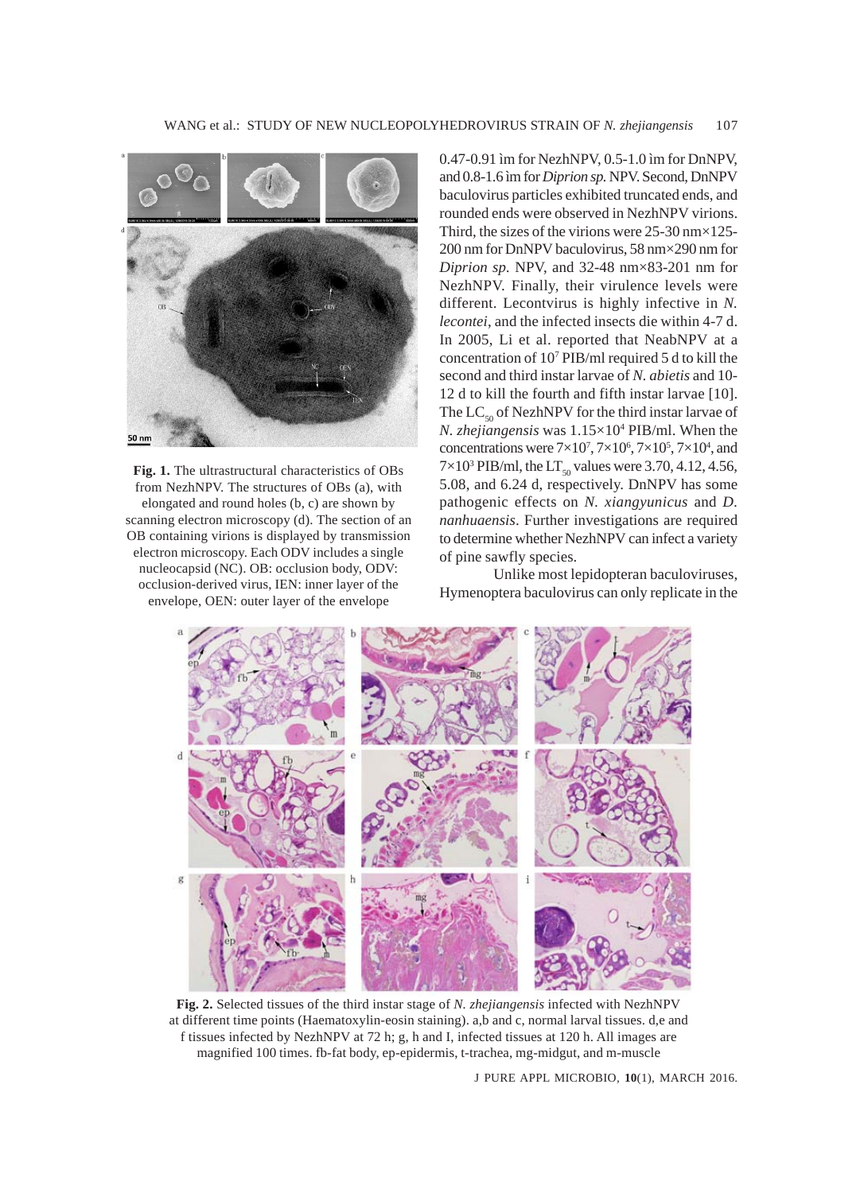**Fig. 1.** The ultrastructural characteristics of OBs from NezhNPV. The structures of OBs (a), with elongated and round holes (b, c) are shown by scanning electron microscopy (d). The section of an OB containing virions is displayed by transmission electron microscopy. Each ODV includes a single nucleocapsid (NC). OB: occlusion body, ODV: occlusion-derived virus, IEN: inner layer of the envelope, OEN: outer layer of the envelope

0.47-0.91 ìm for NezhNPV, 0.5-1.0 ìm for DnNPV, and 0.8-1.6 ìm for *Diprion sp.* NPV. Second, DnNPV baculovirus particles exhibited truncated ends, and rounded ends were observed in NezhNPV virions. Third, the sizes of the virions were 25-30 nm×125-200 nm for DnNPV baculovirus, 58 nm×290 nm for *Diprion sp*. NPV, and 32-48 nm×83-201 nm for NezhNPV. Finally, their virulence levels were different. Lecontvirus is highly infective in *N. lecontei*, and the infected insects die within 4-7 d. In 2005, Li et al. reported that NeabNPV at a concentration of $10^7$ PIB/ml required 5 d to kill the second and third instar larvae of *N. abietis* and 10-12 d to kill the fourth and fifth instar larvae [10]. The $LC_{50}$ of NezhNPV for the third instar larvae of *N. zhejiangensis* was $1.15×10^4$ PIB/ml. When the concentrations were $7×10^7$, $7×10^6$, $7×10^5$, $7×10^4$, and $7×10^3$ PIB/ml, the $LT_{50}$ values were 3.70, 4.12, 4.56, 5.08, and 6.24 d, respectively. DnNPV has some pathogenic effects on *N. xiangyunicus* and *D. nanhuaensis*. Further investigations are required to determine whether NezhNPV can infect a variety of pine sawfly species.

Unlike most lepidopteran baculoviruses, Hymenoptera baculovirus can only replicate in the

**Fig. 2.** Selected tissues of the third instar stage of *N. zhejiangensis* infected with NezhNPV at different time points (Haematoxylin-eosin staining). a,b and c, normal larval tissues. d,e and f tissues infected by NezhNPV at 72 h; g, h and I, infected tissues at 120 h. All images are magnified 100 times. fb-fat body, ep-epidermis, t-trachea, mg-midgut, and m-muscle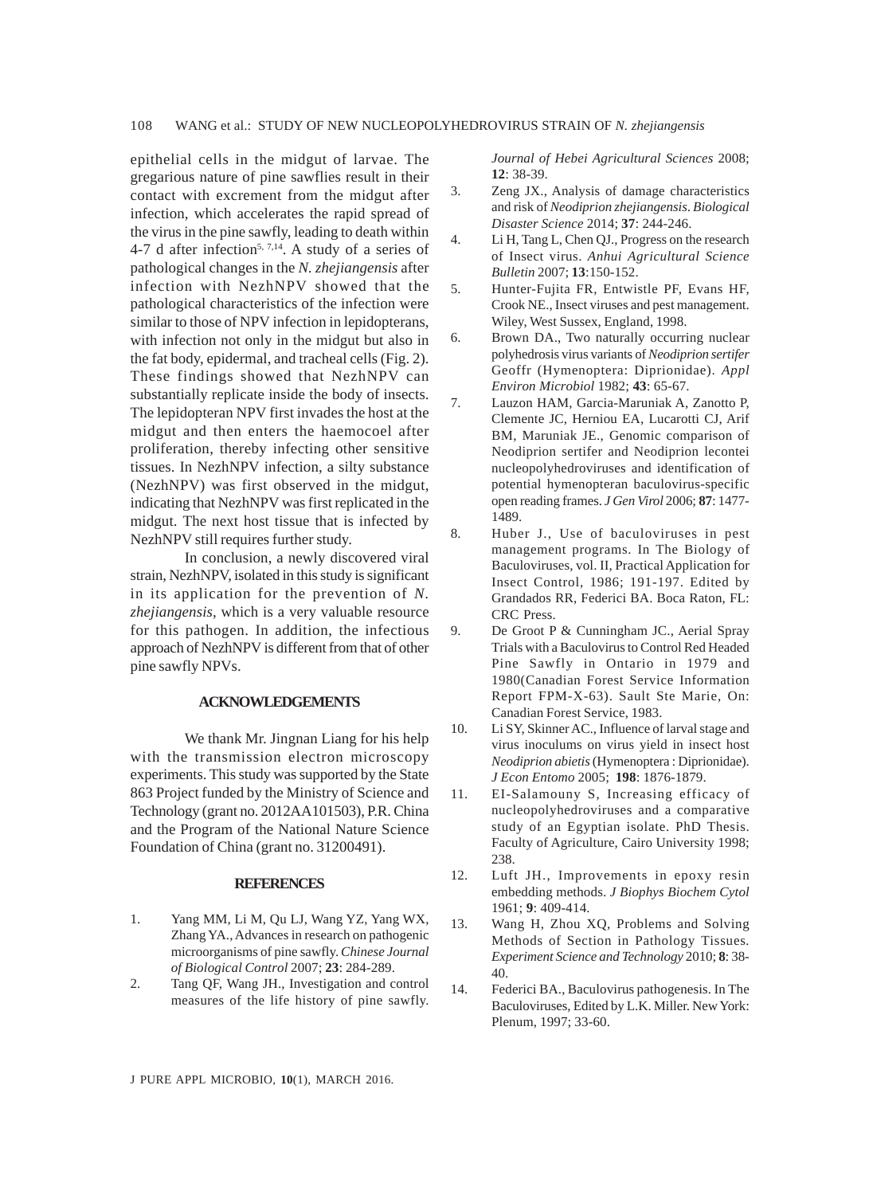epithelial cells in the midgut of larvae. The gregarious nature of pine sawflies result in their contact with excrement from the midgut after infection, which accelerates the rapid spread of the virus in the pine sawfly, leading to death within 4-7 d after infection[5, 7,14]. A study of a series of pathological changes in the *N. zhejiangensis* after infection with NezhNPV showed that the pathological characteristics of the infection were similar to those of NPV infection in lepidopterans, with infection not only in the midgut but also in the fat body, epidermal, and tracheal cells (Fig. 2). These findings showed that NezhNPV can substantially replicate inside the body of insects. The lepidopteran NPV first invades the host at the midgut and then enters the haemocoel after proliferation, thereby infecting other sensitive tissues. In NezhNPV infection, a silty substance (NezhNPV) was first observed in the midgut, indicating that NezhNPV was first replicated in the midgut. The next host tissue that is infected by NezhNPV still requires further study.

In conclusion, a newly discovered viral strain, NezhNPV, isolated in this study is significant in its application for the prevention of *N. zhejiangensis*, which is a very valuable resource for this pathogen. In addition, the infectious approach of NezhNPV is different from that of other pine sawfly NPVs.

## ACKNOWLEDGEMENTS

We thank Mr. Jingnan Liang for his help with the transmission electron microscopy experiments. This study was supported by the State 863 Project funded by the Ministry of Science and Technology (grant no. 2012AA101503), P.R. China and the Program of the National Nature Science Foundation of China (grant no. 31200491).

## REFERENCES

1. Yang MM, Li M, Qu LJ, Wang YZ, Yang WX, Zhang YA., Advances in research on pathogenic microorganisms of pine sawfly. *Chinese Journal of Biological Control* 2007; **23**: 284-289.
2. Tang QF, Wang JH., Investigation and control measures of the life history of pine sawfly. *Journal of Hebei Agricultural Sciences* 2008; **12**: 38-39.
3. Zeng JX., Analysis of damage characteristics and risk of *Neodiprion zhejiangensis*. *Biological Disaster Science* 2014; **37**: 244-246.
4. Li H, Tang L, Chen QJ., Progress on the research of Insect virus. *Anhui Agricultural Science Bulletin* 2007; **13**:150-152.
5. Hunter-Fujita FR, Entwistle PF, Evans HF, Crook NE., Insect viruses and pest management. Wiley, West Sussex, England, 1998.
6. Brown DA., Two naturally occurring nuclear polyhedrosis virus variants of *Neodiprion sertifer* Geoffr (Hymenoptera: Diprionidae). *Appl Environ Microbiol* 1982; **43**: 65-67.
7. Lauzon HAM, Garcia-Maruniak A, Zanotto P, Clemente JC, Herniou EA, Lucarotti CJ, Arif BM, Maruniak JE., Genomic comparison of Neodiprion sertifer and Neodiprion lecontei nucleopolyhedroviruses and identification of potential hymenopteran baculovirus-specific open reading frames. *J Gen Virol* 2006; **87**: 1477-1489.
8. Huber J., Use of baculoviruses in pest management programs. In The Biology of Baculoviruses, vol. II, Practical Application for Insect Control, 1986; 191-197. Edited by Grandados RR, Federici BA. Boca Raton, FL: CRC Press.
9. De Groot P & Cunningham JC., Aerial Spray Trials with a Baculovirus to Control Red Headed Pine Sawfly in Ontario in 1979 and 1980(Canadian Forest Service Information Report FPM-X-63). Sault Ste Marie, On: Canadian Forest Service, 1983.
10. Li SY, Skinner AC., Influence of larval stage and virus inoculums on virus yield in insect host *Neodiprion abietis* (Hymenoptera : Diprionidae). *J Econ Entomo* 2005; **198**: 1876-1879.
11. EI-Salamouny S, Increasing efficacy of nucleopolyhedroviruses and a comparative study of an Egyptian isolate. PhD Thesis. Faculty of Agriculture, Cairo University 1998; 238.
12. Luft JH., Improvements in epoxy resin embedding methods. *J Biophys Biochem Cytol* 1961; **9**: 409-414.
13. Wang H, Zhou XQ, Problems and Solving Methods of Section in Pathology Tissues. *Experiment Science and Technology* 2010; **8**: 38-40.
14. Federici BA., Baculovirus pathogenesis. In The Baculoviruses, Edited by L.K. Miller. New York: Plenum, 1997; 33-60.